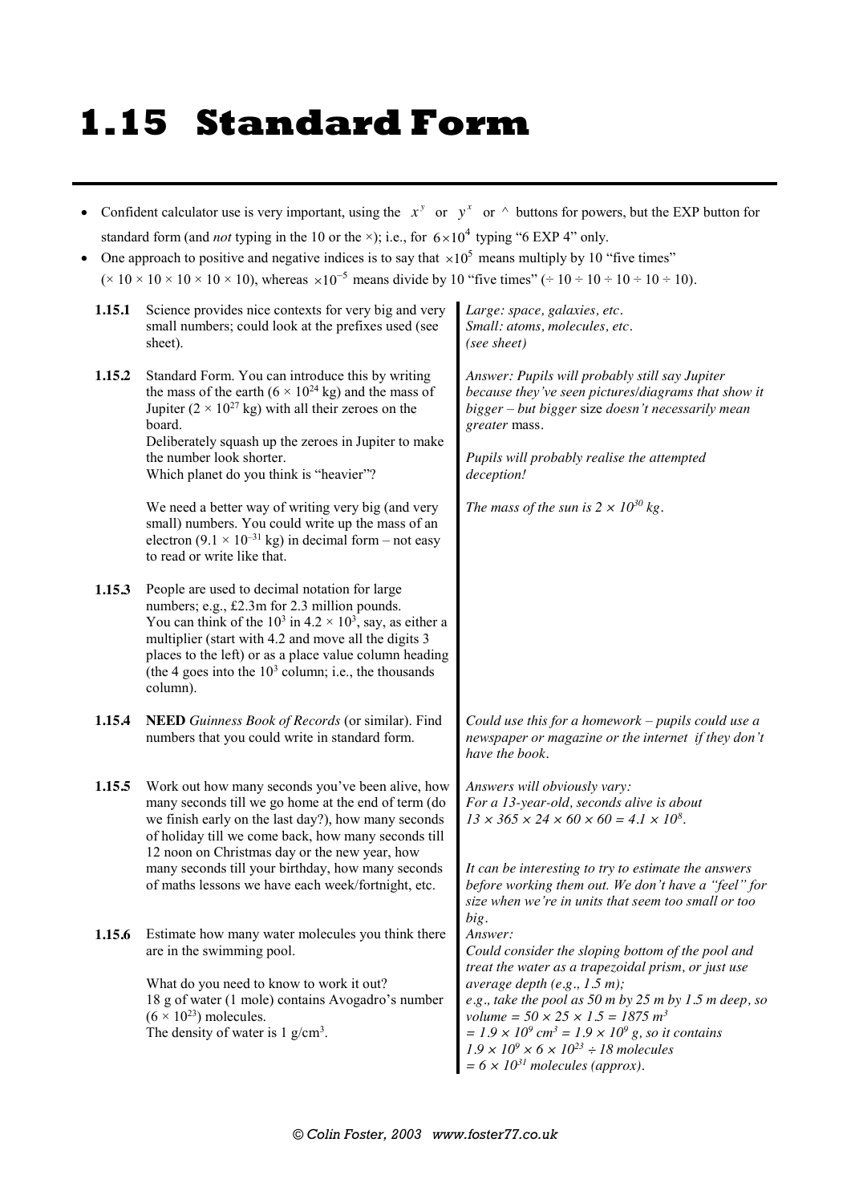# 1.15 Standard Form

- Confident calculator use is very important, using the $x^y$ or $y^x$ or ^ buttons for powers, but the EXP button for standard form (and *not* typing in the 10 or the ×); i.e., for $6 \times 10^4$ typing "6 EXP 4" only.
- One approach to positive and negative indices is to say that $\times 10^5$ means multiply by 10 "five times" ($\times 10 \times 10 \times 10 \times 10 \times 10$), whereas $\times 10^{-5}$ means divide by 10 "five times" ($\div 10 \div 10 \div 10 \div 10 \div 10$).

| | | |
|---|---|---|
| **1.15.1** | Science provides nice contexts for very big and very small numbers; could look at the prefixes used (see sheet). | *Large: space, galaxies, etc.*<br>*Small: atoms, molecules, etc.*<br>*(see sheet)* |
| **1.15.2** | Standard Form. You can introduce this by writing the mass of the earth ($6 \times 10^{24}$ kg) and the mass of Jupiter ($2 \times 10^{27}$ kg) with all their zeroes on the board.<br>Deliberately squash up the zeroes in Jupiter to make the number look shorter.<br>Which planet do you think is "heavier"?<br><br>We need a better way of writing very big (and very small) numbers. You could write up the mass of an electron ($9.1 \times 10^{-31}$ kg) in decimal form – not easy to read or write like that. | *Answer: Pupils will probably still say Jupiter because they've seen pictures/diagrams that show it bigger – but bigger* size *doesn't necessarily mean greater* mass.<br><br>*Pupils will probably realise the attempted deception!*<br><br>*The mass of the sun is $2 \times 10^{30}$ kg.* |
| **1.15.3** | People are used to decimal notation for large numbers; e.g., £2.3m for 2.3 million pounds.<br>You can think of the $10^3$ in $4.2 \times 10^3$, say, as either a multiplier (start with 4.2 and move all the digits 3 places to the left) or as a place value column heading (the 4 goes into the $10^3$ column; i.e., the thousands column). | |
| **1.15.4** | **NEED** *Guinness Book of Records* (or similar). Find numbers that you could write in standard form. | *Could use this for a homework – pupils could use a newspaper or magazine or the internet if they don't have the book.* |
| **1.15.5** | Work out how many seconds you've been alive, how many seconds till we go home at the end of term (do we finish early on the last day?), how many seconds of holiday till we come back, how many seconds till 12 noon on Christmas day or the new year, how many seconds till your birthday, how many seconds of maths lessons we have each week/fortnight, etc. | *Answers will obviously vary:*<br>*For a 13-year-old, seconds alive is about* $13 \times 365 \times 24 \times 60 \times 60 = 4.1 \times 10^8$.<br><br>*It can be interesting to try to estimate the answers before working them out. We don't have a "feel" for size when we're in units that seem too small or too big.* |
| **1.15.6** | Estimate how many water molecules you think there are in the swimming pool.<br><br>What do you need to know to work it out?<br>18 g of water (1 mole) contains Avogadro's number ($6 \times 10^{23}$) molecules.<br>The density of water is 1 g/cm$^3$. | *Answer:*<br>*Could consider the sloping bottom of the pool and treat the water as a trapezoidal prism, or just use average depth (e.g., 1.5 m);*<br>*e.g., take the pool as 50 m by 25 m by 1.5 m deep, so volume* $= 50 \times 25 \times 1.5 = 1875$ m$^3$<br>$= 1.9 \times 10^9$ cm$^3$ $= 1.9 \times 10^9$ g, *so it contains*<br>$1.9 \times 10^9 \times 6 \times 10^{23} \div 18$ *molecules*<br>$= 6 \times 10^{31}$ *molecules (approx).* |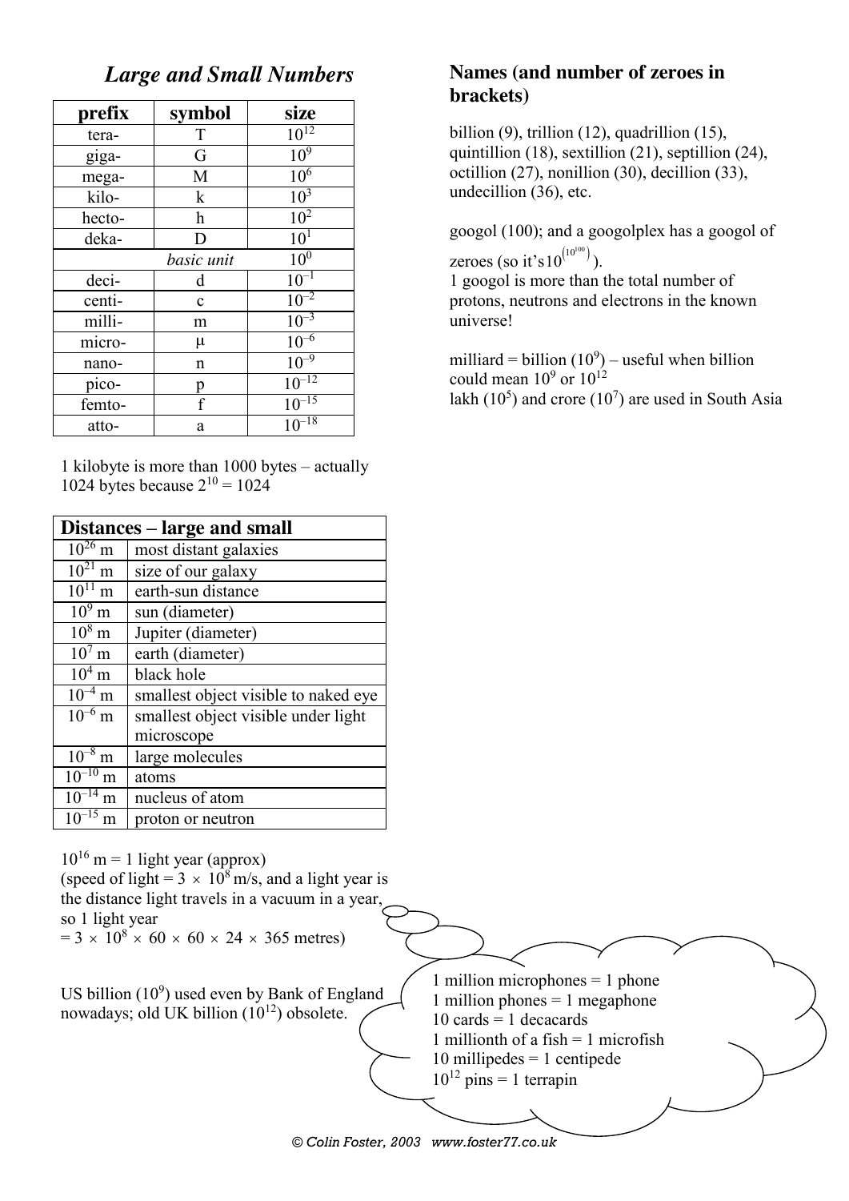## *Large and Small Numbers*

| prefix | symbol | size |
|---|---|---|
| tera- | T | $10^{12}$ |
| giga- | G | $10^{9}$ |
| mega- | M | $10^{6}$ |
| kilo- | k | $10^{3}$ |
| hecto- | h | $10^{2}$ |
| deka- | D | $10^{1}$ |
| | *basic unit* | $10^{0}$ |
| deci- | d | $10^{-1}$ |
| centi- | c | $10^{-2}$ |
| milli- | m | $10^{-3}$ |
| micro- | μ | $10^{-6}$ |
| nano- | n | $10^{-9}$ |
| pico- | p | $10^{-12}$ |
| femto- | f | $10^{-15}$ |
| atto- | a | $10^{-18}$ |

1 kilobyte is more than 1000 bytes – actually 1024 bytes because $2^{10} = 1024$

| Distances – large and small | |
|---|---|
| $10^{26}$ m | most distant galaxies |
| $10^{21}$ m | size of our galaxy |
| $10^{11}$ m | earth-sun distance |
| $10^{9}$ m | sun (diameter) |
| $10^{8}$ m | Jupiter (diameter) |
| $10^{7}$ m | earth (diameter) |
| $10^{4}$ m | black hole |
| $10^{-4}$ m | smallest object visible to naked eye |
| $10^{-6}$ m | smallest object visible under light microscope |
| $10^{-8}$ m | large molecules |
| $10^{-10}$ m | atoms |
| $10^{-14}$ m | nucleus of atom |
| $10^{-15}$ m | proton or neutron |

$10^{16}$ m = 1 light year (approx)
(speed of light = $3 \times 10^{8}$ m/s, and a light year is the distance light travels in a vacuum in a year, so 1 light year
= $3 \times 10^{8} \times 60 \times 60 \times 24 \times 365$ metres)

US billion ($10^{9}$) used even by Bank of England nowadays; old UK billion ($10^{12}$) obsolete.

### Names (and number of zeroes in brackets)

billion (9), trillion (12), quadrillion (15), quintillion (18), sextillion (21), septillion (24), octillion (27), nonillion (30), decillion (33), undecillion (36), etc.

googol (100); and a googolplex has a googol of zeroes (so it's $10^{(10^{100})}$).
1 googol is more than the total number of protons, neutrons and electrons in the known universe!

milliard = billion ($10^{9}$) – useful when billion could mean $10^{9}$ or $10^{12}$
lakh ($10^{5}$) and crore ($10^{7}$) are used in South Asia

1 million microphones = 1 phone
1 million phones = 1 megaphone
10 cards = 1 decacards
1 millionth of a fish = 1 microfish
10 millipedes = 1 centipede
$10^{12}$ pins = 1 terrapin

© Colin Foster, 2003 www.foster77.co.uk